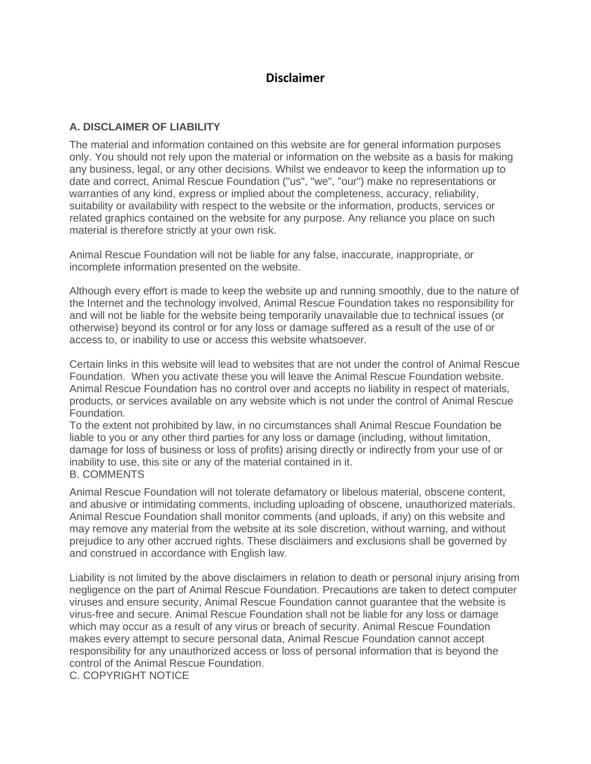# Disclaimer

## A. DISCLAIMER OF LIABILITY

The material and information contained on this website are for general information purposes only. You should not rely upon the material or information on the website as a basis for making any business, legal, or any other decisions. Whilst we endeavor to keep the information up to date and correct, Animal Rescue Foundation ("us", "we", "our") make no representations or warranties of any kind, express or implied about the completeness, accuracy, reliability, suitability or availability with respect to the website or the information, products, services or related graphics contained on the website for any purpose. Any reliance you place on such material is therefore strictly at your own risk.

Animal Rescue Foundation will not be liable for any false, inaccurate, inappropriate, or incomplete information presented on the website.

Although every effort is made to keep the website up and running smoothly, due to the nature of the Internet and the technology involved, Animal Rescue Foundation takes no responsibility for and will not be liable for the website being temporarily unavailable due to technical issues (or otherwise) beyond its control or for any loss or damage suffered as a result of the use of or access to, or inability to use or access this website whatsoever.

Certain links in this website will lead to websites that are not under the control of Animal Rescue Foundation. When you activate these you will leave the Animal Rescue Foundation website. Animal Rescue Foundation has no control over and accepts no liability in respect of materials, products, or services available on any website which is not under the control of Animal Rescue Foundation.
To the extent not prohibited by law, in no circumstances shall Animal Rescue Foundation be liable to you or any other third parties for any loss or damage (including, without limitation, damage for loss of business or loss of profits) arising directly or indirectly from your use of or inability to use, this site or any of the material contained in it.

## B. COMMENTS

Animal Rescue Foundation will not tolerate defamatory or libelous material, obscene content, and abusive or intimidating comments, including uploading of obscene, unauthorized materials. Animal Rescue Foundation shall monitor comments (and uploads, if any) on this website and may remove any material from the website at its sole discretion, without warning, and without prejudice to any other accrued rights. These disclaimers and exclusions shall be governed by and construed in accordance with English law.

Liability is not limited by the above disclaimers in relation to death or personal injury arising from negligence on the part of Animal Rescue Foundation. Precautions are taken to detect computer viruses and ensure security, Animal Rescue Foundation cannot guarantee that the website is virus-free and secure. Animal Rescue Foundation shall not be liable for any loss or damage which may occur as a result of any virus or breach of security. Animal Rescue Foundation makes every attempt to secure personal data, Animal Rescue Foundation cannot accept responsibility for any unauthorized access or loss of personal information that is beyond the control of the Animal Rescue Foundation.

## C. COPYRIGHT NOTICE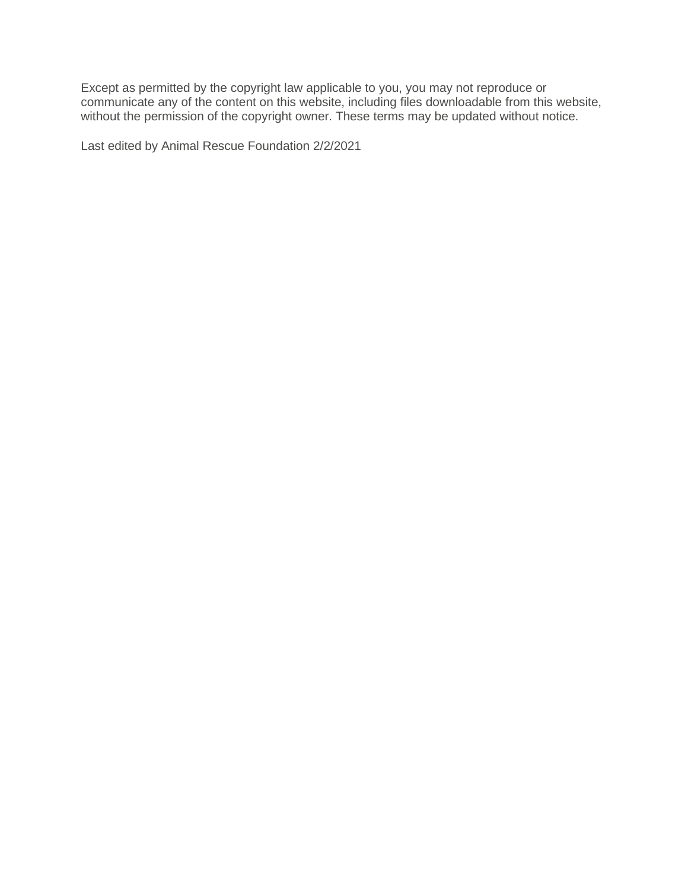Except as permitted by the copyright law applicable to you, you may not reproduce or communicate any of the content on this website, including files downloadable from this website, without the permission of the copyright owner. These terms may be updated without notice.

Last edited by Animal Rescue Foundation 2/2/2021